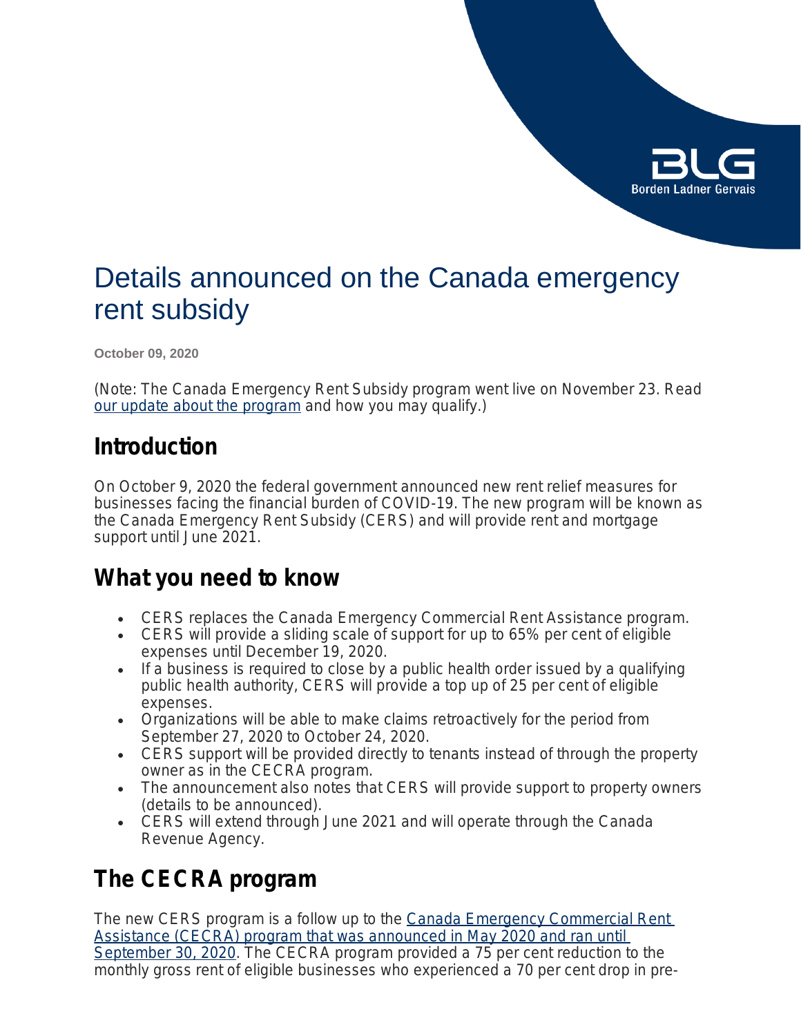# Details announced on the Canada emergency rent subsidy

**October 09, 2020**

(Note: The Canada Emergency Rent Subsidy program went live on November 23. Read our update about the program and how you may qualify.)

## Introduction

On October 9, 2020 the federal government announced new rent relief measures for businesses facing the financial burden of COVID-19. The new program will be known as the Canada Emergency Rent Subsidy (CERS) and will provide rent and mortgage support until June 2021.

## What you need to know

- CERS replaces the Canada Emergency Commercial Rent Assistance program.
- CERS will provide a sliding scale of support for up to 65% per cent of eligible expenses until December 19, 2020.
- If a business is required to close by a public health order issued by a qualifying public health authority, CERS will provide a top up of 25 per cent of eligible expenses.
- Organizations will be able to make claims retroactively for the period from September 27, 2020 to October 24, 2020.
- CERS support will be provided directly to tenants instead of through the property owner as in the CECRA program.
- The announcement also notes that CERS will provide support to property owners (details to be announced).
- CERS will extend through June 2021 and will operate through the Canada Revenue Agency.

## The CECRA program

The new CERS program is a follow up to the Canada Emergency Commercial Rent Assistance (CECRA) program that was announced in May 2020 and ran until September 30, 2020. The CECRA program provided a 75 per cent reduction to the monthly gross rent of eligible businesses who experienced a 70 per cent drop in pre-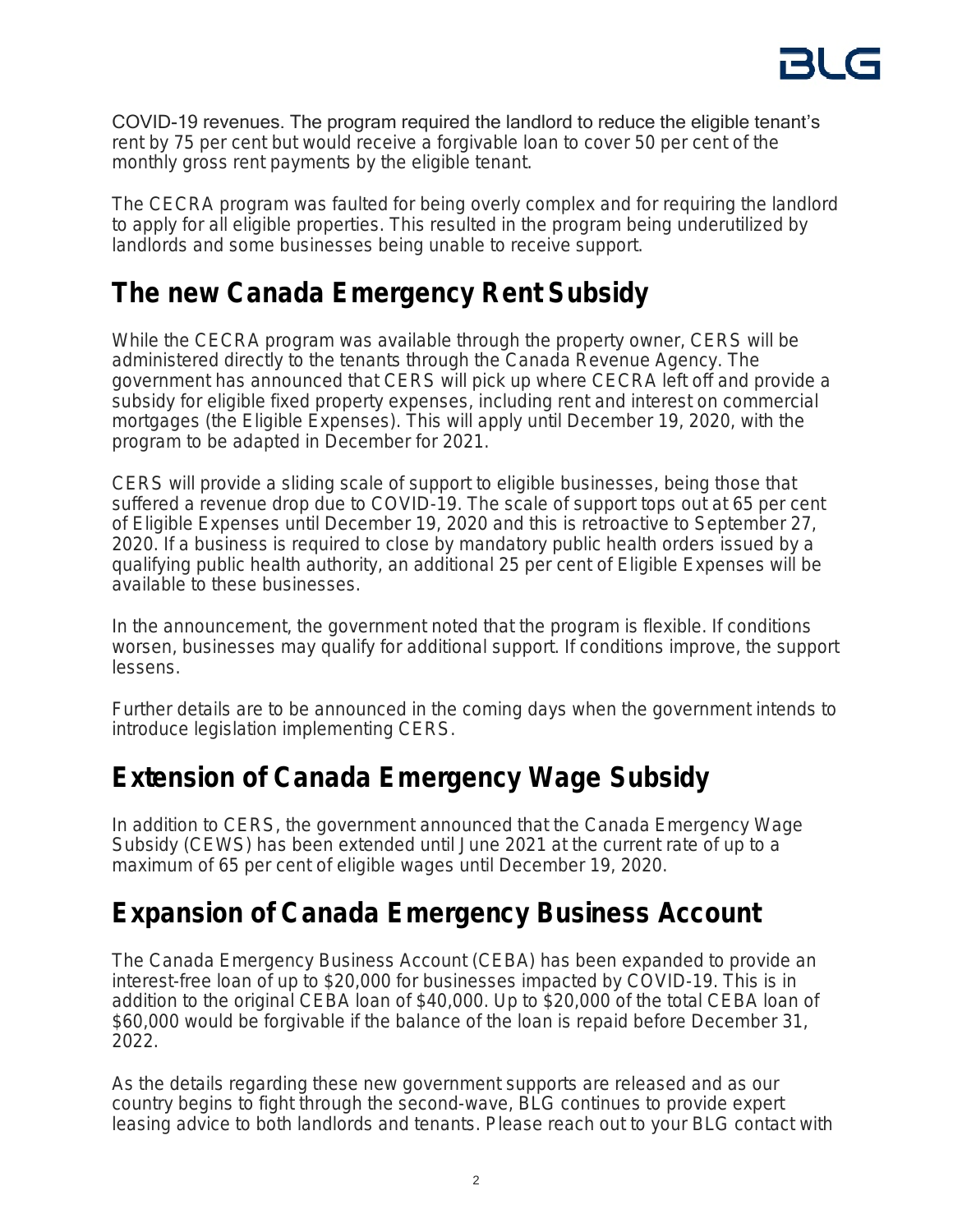COVID-19 revenues. The program required the landlord to reduce the eligible tenant's rent by 75 per cent but would receive a forgivable loan to cover 50 per cent of the monthly gross rent payments by the eligible tenant.

The CECRA program was faulted for being overly complex and for requiring the landlord to apply for all eligible properties. This resulted in the program being underutilized by landlords and some businesses being unable to receive support.

## The new Canada Emergency Rent Subsidy

While the CECRA program was available through the property owner, CERS will be administered directly to the tenants through the Canada Revenue Agency. The government has announced that CERS will pick up where CECRA left off and provide a subsidy for eligible fixed property expenses, including rent and interest on commercial mortgages (the Eligible Expenses). This will apply until December 19, 2020, with the program to be adapted in December for 2021.

CERS will provide a sliding scale of support to eligible businesses, being those that suffered a revenue drop due to COVID-19. The scale of support tops out at 65 per cent of Eligible Expenses until December 19, 2020 and this is retroactive to September 27, 2020. If a business is required to close by mandatory public health orders issued by a qualifying public health authority, an additional 25 per cent of Eligible Expenses will be available to these businesses.

In the announcement, the government noted that the program is flexible. If conditions worsen, businesses may qualify for additional support. If conditions improve, the support lessens.

Further details are to be announced in the coming days when the government intends to introduce legislation implementing CERS.

## Extension of Canada Emergency Wage Subsidy

In addition to CERS, the government announced that the Canada Emergency Wage Subsidy (CEWS) has been extended until June 2021 at the current rate of up to a maximum of 65 per cent of eligible wages until December 19, 2020.

## Expansion of Canada Emergency Business Account

The Canada Emergency Business Account (CEBA) has been expanded to provide an interest-free loan of up to $20,000 for businesses impacted by COVID-19. This is in addition to the original CEBA loan of $40,000. Up to $20,000 of the total CEBA loan of $60,000 would be forgivable if the balance of the loan is repaid before December 31, 2022.

As the details regarding these new government supports are released and as our country begins to fight through the second-wave, BLG continues to provide expert leasing advice to both landlords and tenants. Please reach out to your BLG contact with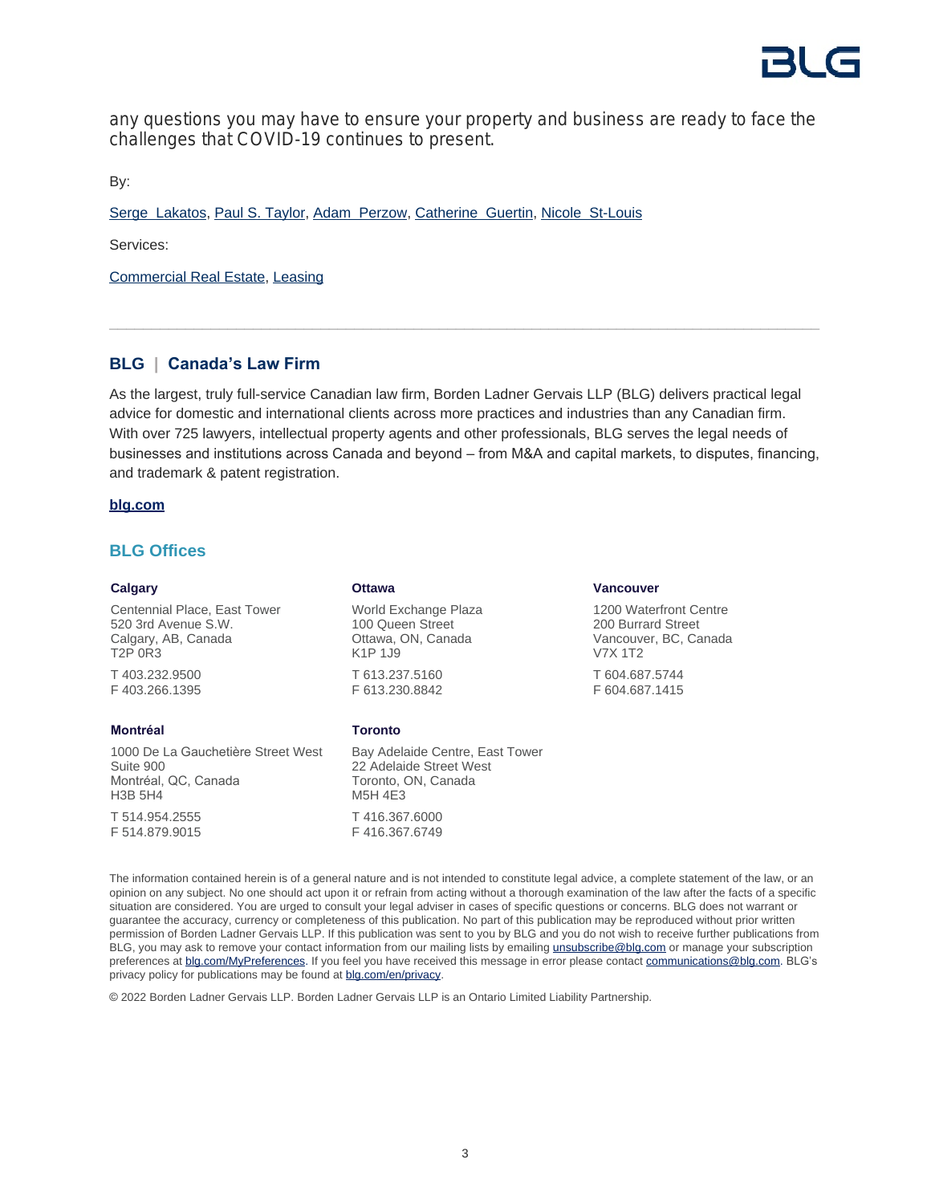any questions you may have to ensure your property and business are ready to face the challenges that COVID-19 continues to present.

By:

Serge Lakatos, Paul S. Taylor, Adam Perzow, Catherine Guertin, Nicole St-Louis

Services:

Commercial Real Estate, Leasing

---

## BLG | Canada's Law Firm

As the largest, truly full-service Canadian law firm, Borden Ladner Gervais LLP (BLG) delivers practical legal advice for domestic and international clients across more practices and industries than any Canadian firm. With over 725 lawyers, intellectual property agents and other professionals, BLG serves the legal needs of businesses and institutions across Canada and beyond – from M&A and capital markets, to disputes, financing, and trademark & patent registration.

**blg.com**

## BLG Offices

**Calgary**

Centennial Place, East Tower
520 3rd Avenue S.W.
Calgary, AB, Canada
T2P 0R3

T 403.232.9500
F 403.266.1395

**Ottawa**

World Exchange Plaza
100 Queen Street
Ottawa, ON, Canada
K1P 1J9

T 613.237.5160
F 613.230.8842

**Vancouver**

1200 Waterfront Centre
200 Burrard Street
Vancouver, BC, Canada
V7X 1T2

T 604.687.5744
F 604.687.1415

**Montréal**

1000 De La Gauchetière Street West
Suite 900
Montréal, QC, Canada
H3B 5H4

T 514.954.2555
F 514.879.9015

**Toronto**

Bay Adelaide Centre, East Tower
22 Adelaide Street West
Toronto, ON, Canada
M5H 4E3

T 416.367.6000
F 416.367.6749

The information contained herein is of a general nature and is not intended to constitute legal advice, a complete statement of the law, or an opinion on any subject. No one should act upon it or refrain from acting without a thorough examination of the law after the facts of a specific situation are considered. You are urged to consult your legal adviser in cases of specific questions or concerns. BLG does not warrant or guarantee the accuracy, currency or completeness of this publication. No part of this publication may be reproduced without prior written permission of Borden Ladner Gervais LLP. If this publication was sent to you by BLG and you do not wish to receive further publications from BLG, you may ask to remove your contact information from our mailing lists by emailing unsubscribe@blg.com or manage your subscription preferences at blg.com/MyPreferences. If you feel you have received this message in error please contact communications@blg.com. BLG's privacy policy for publications may be found at blg.com/en/privacy.

© 2022 Borden Ladner Gervais LLP. Borden Ladner Gervais LLP is an Ontario Limited Liability Partnership.